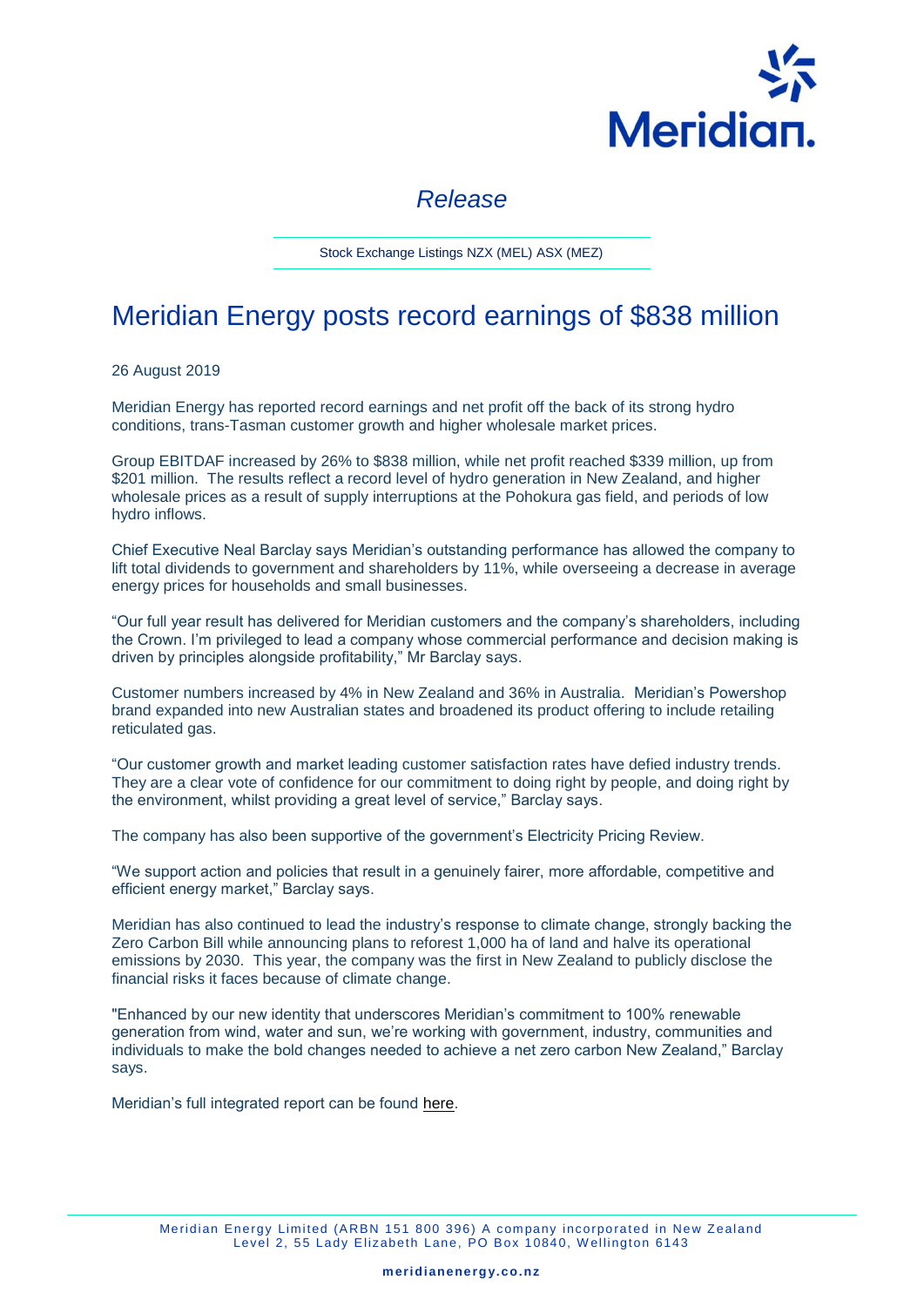Meridian.

*Release*

Stock Exchange Listings NZX (MEL) ASX (MEZ)

# Meridian Energy posts record earnings of $838 million

26 August 2019

Meridian Energy has reported record earnings and net profit off the back of its strong hydro conditions, trans-Tasman customer growth and higher wholesale market prices.

Group EBITDAF increased by 26% to $838 million, while net profit reached $339 million, up from $201 million. The results reflect a record level of hydro generation in New Zealand, and higher wholesale prices as a result of supply interruptions at the Pohokura gas field, and periods of low hydro inflows.

Chief Executive Neal Barclay says Meridian's outstanding performance has allowed the company to lift total dividends to government and shareholders by 11%, while overseeing a decrease in average energy prices for households and small businesses.

"Our full year result has delivered for Meridian customers and the company's shareholders, including the Crown. I'm privileged to lead a company whose commercial performance and decision making is driven by principles alongside profitability," Mr Barclay says.

Customer numbers increased by 4% in New Zealand and 36% in Australia. Meridian's Powershop brand expanded into new Australian states and broadened its product offering to include retailing reticulated gas.

"Our customer growth and market leading customer satisfaction rates have defied industry trends. They are a clear vote of confidence for our commitment to doing right by people, and doing right by the environment, whilst providing a great level of service," Barclay says.

The company has also been supportive of the government's Electricity Pricing Review.

"We support action and policies that result in a genuinely fairer, more affordable, competitive and efficient energy market," Barclay says.

Meridian has also continued to lead the industry's response to climate change, strongly backing the Zero Carbon Bill while announcing plans to reforest 1,000 ha of land and halve its operational emissions by 2030. This year, the company was the first in New Zealand to publicly disclose the financial risks it faces because of climate change.

"Enhanced by our new identity that underscores Meridian's commitment to 100% renewable generation from wind, water and sun, we're working with government, industry, communities and individuals to make the bold changes needed to achieve a net zero carbon New Zealand," Barclay says.

Meridian's full integrated report can be found here.

Meridian Energy Limited (ARBN 151 800 396) A company incorporated in New Zealand
Level 2, 55 Lady Elizabeth Lane, PO Box 10840, Wellington 6143

meridianenergy.co.nz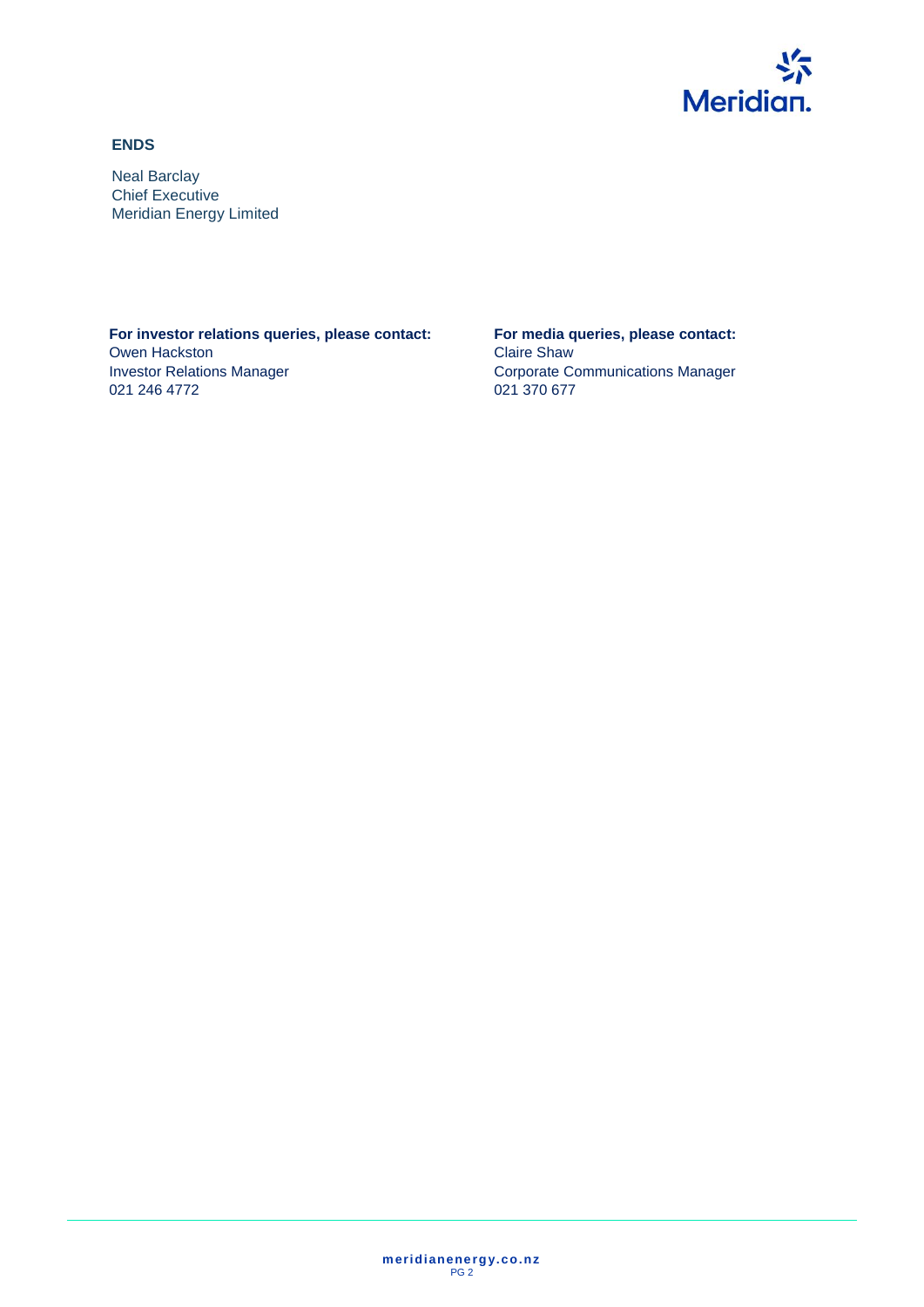**ENDS**

Neal Barclay
Chief Executive
Meridian Energy Limited

**For investor relations queries, please contact:**
Owen Hackston
Investor Relations Manager
021 246 4772

**For media queries, please contact:**
Claire Shaw
Corporate Communications Manager
021 370 677